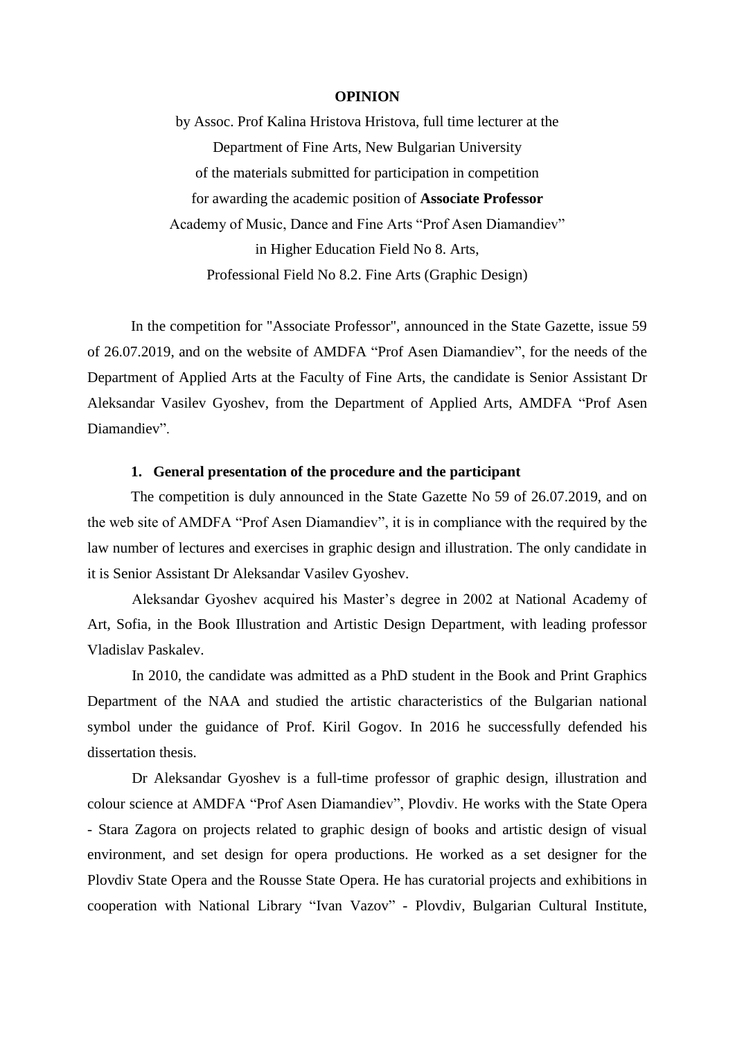**OPINION**

by Assoc. Prof Kalina Hristova Hristova, full time lecturer at the Department of Fine Arts, New Bulgarian University of the materials submitted for participation in competition for awarding the academic position of **Associate Professor** Academy of Music, Dance and Fine Arts "Prof Asen Diamandiev" in Higher Education Field No 8. Arts, Professional Field No 8.2. Fine Arts (Graphic Design)

In the competition for "Associate Professor", announced in the State Gazette, issue 59 of 26.07.2019, and on the website of AMDFA "Prof Asen Diamandiev", for the needs of the Department of Applied Arts at the Faculty of Fine Arts, the candidate is Senior Assistant Dr Aleksandar Vasilev Gyoshev, from the Department of Applied Arts, AMDFA "Prof Asen Diamandiev".

**1. General presentation of the procedure and the participant**

The competition is duly announced in the State Gazette No 59 of 26.07.2019, and on the web site of AMDFA "Prof Asen Diamandiev", it is in compliance with the required by the law number of lectures and exercises in graphic design and illustration. The only candidate in it is Senior Assistant Dr Aleksandar Vasilev Gyoshev.

Aleksandar Gyoshev acquired his Master's degree in 2002 at National Academy of Art, Sofia, in the Book Illustration and Artistic Design Department, with leading professor Vladislav Paskalev.

In 2010, the candidate was admitted as a PhD student in the Book and Print Graphics Department of the NAA and studied the artistic characteristics of the Bulgarian national symbol under the guidance of Prof. Kiril Gogov. In 2016 he successfully defended his dissertation thesis.

Dr Aleksandar Gyoshev is a full-time professor of graphic design, illustration and colour science at AMDFA "Prof Asen Diamandiev", Plovdiv. He works with the State Opera - Stara Zagora on projects related to graphic design of books and artistic design of visual environment, and set design for opera productions. He worked as a set designer for the Plovdiv State Opera and the Rousse State Opera. He has curatorial projects and exhibitions in cooperation with National Library "Ivan Vazov" - Plovdiv, Bulgarian Cultural Institute,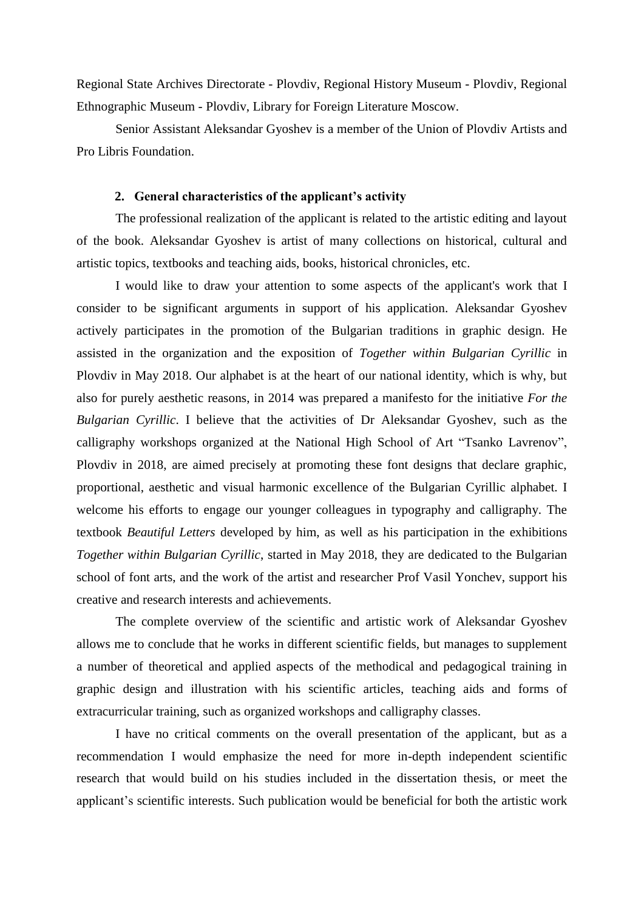Regional State Archives Directorate - Plovdiv, Regional History Museum - Plovdiv, Regional Ethnographic Museum - Plovdiv, Library for Foreign Literature Moscow.

Senior Assistant Aleksandar Gyoshev is a member of the Union of Plovdiv Artists and Pro Libris Foundation.

## 2. General characteristics of the applicant's activity

The professional realization of the applicant is related to the artistic editing and layout of the book. Aleksandar Gyoshev is artist of many collections on historical, cultural and artistic topics, textbooks and teaching aids, books, historical chronicles, etc.

I would like to draw your attention to some aspects of the applicant's work that I consider to be significant arguments in support of his application. Aleksandar Gyoshev actively participates in the promotion of the Bulgarian traditions in graphic design. He assisted in the organization and the exposition of *Together within Bulgarian Cyrillic* in Plovdiv in May 2018. Our alphabet is at the heart of our national identity, which is why, but also for purely aesthetic reasons, in 2014 was prepared a manifesto for the initiative *For the Bulgarian Cyrillic*. I believe that the activities of Dr Aleksandar Gyoshev, such as the calligraphy workshops organized at the National High School of Art "Tsanko Lavrenov", Plovdiv in 2018, are aimed precisely at promoting these font designs that declare graphic, proportional, aesthetic and visual harmonic excellence of the Bulgarian Cyrillic alphabet. I welcome his efforts to engage our younger colleagues in typography and calligraphy. The textbook *Beautiful Letters* developed by him, as well as his participation in the exhibitions *Together within Bulgarian Cyrillic*, started in May 2018, they are dedicated to the Bulgarian school of font arts, and the work of the artist and researcher Prof Vasil Yonchev, support his creative and research interests and achievements.

The complete overview of the scientific and artistic work of Aleksandar Gyoshev allows me to conclude that he works in different scientific fields, but manages to supplement a number of theoretical and applied aspects of the methodical and pedagogical training in graphic design and illustration with his scientific articles, teaching aids and forms of extracurricular training, such as organized workshops and calligraphy classes.

I have no critical comments on the overall presentation of the applicant, but as a recommendation I would emphasize the need for more in-depth independent scientific research that would build on his studies included in the dissertation thesis, or meet the applicant's scientific interests. Such publication would be beneficial for both the artistic work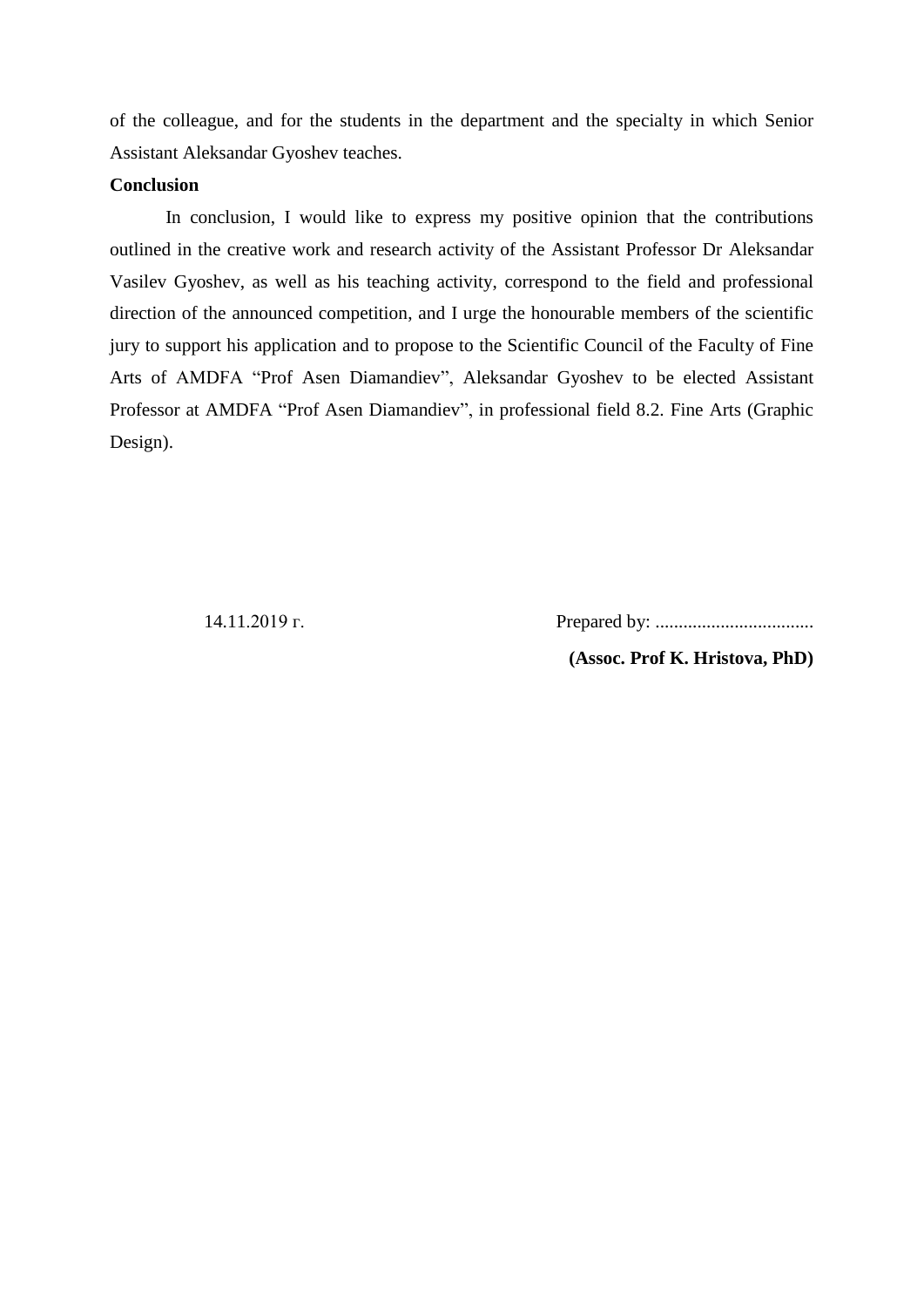of the colleague, and for the students in the department and the specialty in which Senior Assistant Aleksandar Gyoshev teaches.

**Conclusion**

In conclusion, I would like to express my positive opinion that the contributions outlined in the creative work and research activity of the Assistant Professor Dr Aleksandar Vasilev Gyoshev, as well as his teaching activity, correspond to the field and professional direction of the announced competition, and I urge the honourable members of the scientific jury to support his application and to propose to the Scientific Council of the Faculty of Fine Arts of AMDFA "Prof Asen Diamandiev", Aleksandar Gyoshev to be elected Assistant Professor at AMDFA "Prof Asen Diamandiev", in professional field 8.2. Fine Arts (Graphic Design).

14.11.2019 г. Prepared by: ..................................

**(Assoc. Prof K. Hristova, PhD)**